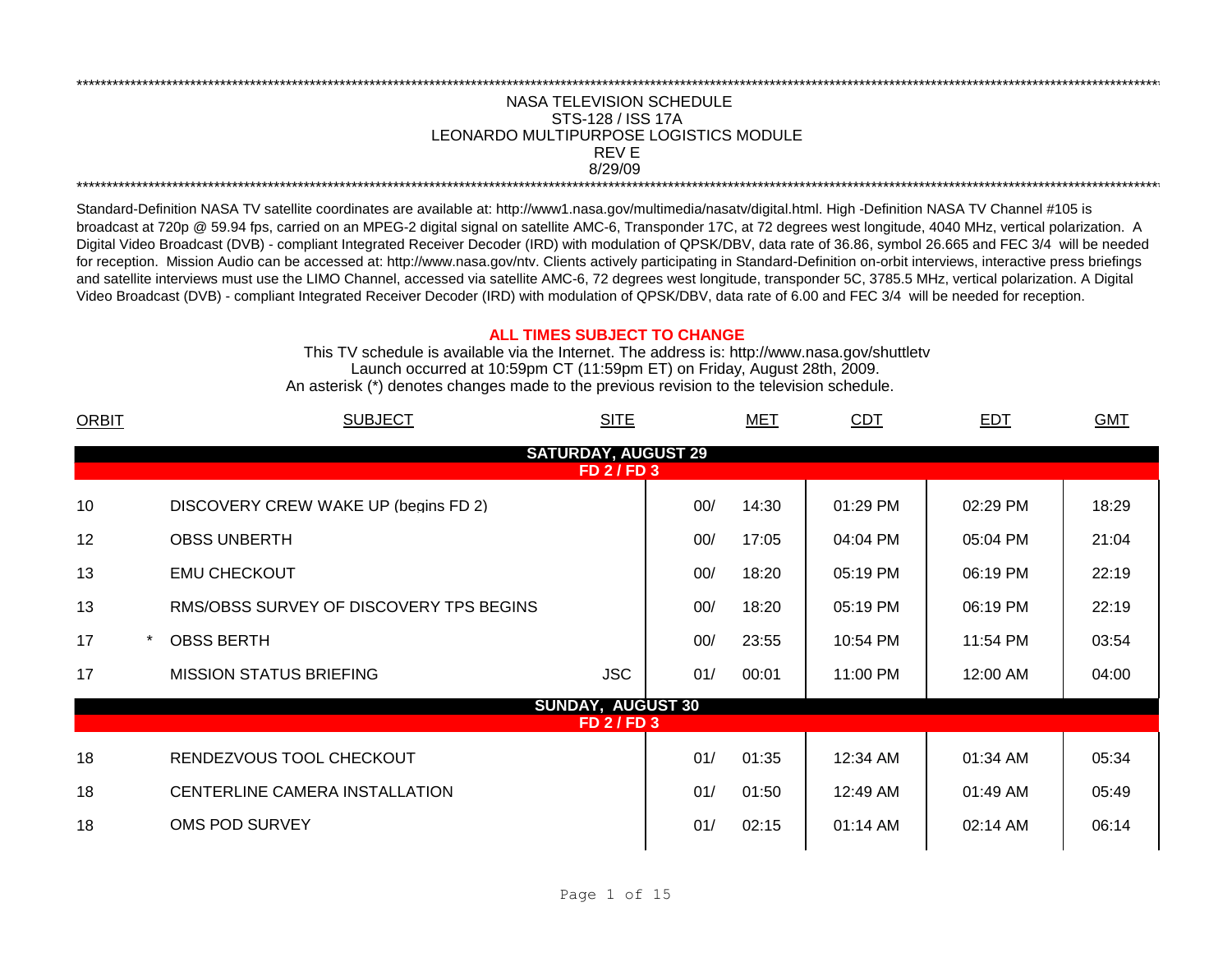NASA TELEVISION SCHEDULE
STS-128 / ISS 17A
LEONARDO MULTIPURPOSE LOGISTICS MODULE
REV E
8/29/09

Standard-Definition NASA TV satellite coordinates are available at: http://www1.nasa.gov/multimedia/nasatv/digital.html. High -Definition NASA TV Channel #105 is broadcast at 720p @ 59.94 fps, carried on an MPEG-2 digital signal on satellite AMC-6, Transponder 17C, at 72 degrees west longitude, 4040 MHz, vertical polarization. A Digital Video Broadcast (DVB) - compliant Integrated Receiver Decoder (IRD) with modulation of QPSK/DBV, data rate of 36.86, symbol 26.665 and FEC 3/4 will be needed for reception. Mission Audio can be accessed at: http://www.nasa.gov/ntv. Clients actively participating in Standard-Definition on-orbit interviews, interactive press briefings and satellite interviews must use the LIMO Channel, accessed via satellite AMC-6, 72 degrees west longitude, transponder 5C, 3785.5 MHz, vertical polarization. A Digital Video Broadcast (DVB) - compliant Integrated Receiver Decoder (IRD) with modulation of QPSK/DBV, data rate of 6.00 and FEC 3/4 will be needed for reception.

**ALL TIMES SUBJECT TO CHANGE**

This TV schedule is available via the Internet. The address is: http://www.nasa.gov/shuttletv
Launch occurred at 10:59pm CT (11:59pm ET) on Friday, August 28th, 2009.
An asterisk (*) denotes changes made to the previous revision to the television schedule.

| ORBIT | | SUBJECT | SITE | MET | | CDT | EDT | GMT |
|---|---|---|---|---|---|---|---|---|
| **SATURDAY, AUGUST 29** | | | | | | | | |
| **FD 2 / FD 3** | | | | | | | | |
| 10 | | DISCOVERY CREW WAKE UP (begins FD 2) | | 00/ | 14:30 | 01:29 PM | 02:29 PM | 18:29 |
| 12 | | OBSS UNBERTH | | 00/ | 17:05 | 04:04 PM | 05:04 PM | 21:04 |
| 13 | | EMU CHECKOUT | | 00/ | 18:20 | 05:19 PM | 06:19 PM | 22:19 |
| 13 | | RMS/OBSS SURVEY OF DISCOVERY TPS BEGINS | | 00/ | 18:20 | 05:19 PM | 06:19 PM | 22:19 |
| 17 | * | OBSS BERTH | | 00/ | 23:55 | 10:54 PM | 11:54 PM | 03:54 |
| 17 | | MISSION STATUS BRIEFING | JSC | 01/ | 00:01 | 11:00 PM | 12:00 AM | 04:00 |
| **SUNDAY, AUGUST 30** | | | | | | | | |
| **FD 2 / FD 3** | | | | | | | | |
| 18 | | RENDEZVOUS TOOL CHECKOUT | | 01/ | 01:35 | 12:34 AM | 01:34 AM | 05:34 |
| 18 | | CENTERLINE CAMERA INSTALLATION | | 01/ | 01:50 | 12:49 AM | 01:49 AM | 05:49 |
| 18 | | OMS POD SURVEY | | 01/ | 02:15 | 01:14 AM | 02:14 AM | 06:14 |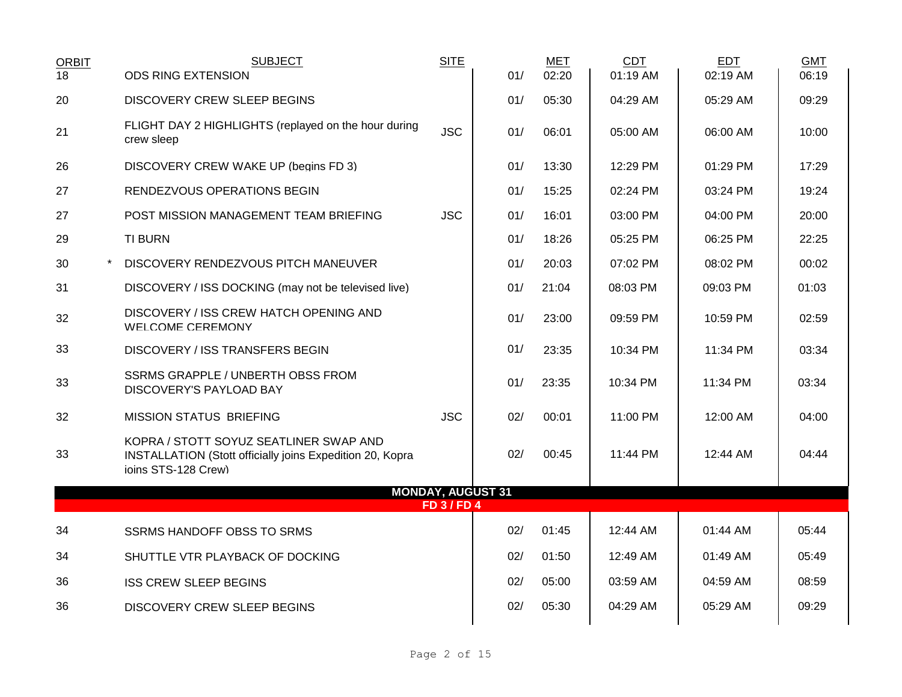| ORBIT | | SUBJECT | SITE | | MET | CDT | EDT | GMT |
|---|---|---|---|---|---|---|---|---|
| 18 | | ODS RING EXTENSION | | 01/ | 02:20 | 01:19 AM | 02:19 AM | 06:19 |
| 20 | | DISCOVERY CREW SLEEP BEGINS | | 01/ | 05:30 | 04:29 AM | 05:29 AM | 09:29 |
| 21 | | FLIGHT DAY 2 HIGHLIGHTS (replayed on the hour during crew sleep | JSC | 01/ | 06:01 | 05:00 AM | 06:00 AM | 10:00 |
| 26 | | DISCOVERY CREW WAKE UP (begins FD 3) | | 01/ | 13:30 | 12:29 PM | 01:29 PM | 17:29 |
| 27 | | RENDEZVOUS OPERATIONS BEGIN | | 01/ | 15:25 | 02:24 PM | 03:24 PM | 19:24 |
| 27 | | POST MISSION MANAGEMENT TEAM BRIEFING | JSC | 01/ | 16:01 | 03:00 PM | 04:00 PM | 20:00 |
| 29 | | TI BURN | | 01/ | 18:26 | 05:25 PM | 06:25 PM | 22:25 |
| 30 | * | DISCOVERY RENDEZVOUS PITCH MANEUVER | | 01/ | 20:03 | 07:02 PM | 08:02 PM | 00:02 |
| 31 | | DISCOVERY / ISS DOCKING (may not be televised live) | | 01/ | 21:04 | 08:03 PM | 09:03 PM | 01:03 |
| 32 | | DISCOVERY / ISS CREW HATCH OPENING AND WELCOME CEREMONY | | 01/ | 23:00 | 09:59 PM | 10:59 PM | 02:59 |
| 33 | | DISCOVERY / ISS TRANSFERS BEGIN | | 01/ | 23:35 | 10:34 PM | 11:34 PM | 03:34 |
| 33 | | SSRMS GRAPPLE / UNBERTH OBSS FROM DISCOVERY'S PAYLOAD BAY | | 01/ | 23:35 | 10:34 PM | 11:34 PM | 03:34 |
| 32 | | MISSION STATUS BRIEFING | JSC | 02/ | 00:01 | 11:00 PM | 12:00 AM | 04:00 |
| 33 | | KOPRA / STOTT SOYUZ SEATLINER SWAP AND INSTALLATION (Stott officially joins Expedition 20, Kopra joins STS-128 Crew) | | 02/ | 00:45 | 11:44 PM | 12:44 AM | 04:44 |
| | | **MONDAY, AUGUST 31** | | | | | | |
| | | **FD 3 / FD 4** | | | | | | |
| 34 | | SSRMS HANDOFF OBSS TO SRMS | | 02/ | 01:45 | 12:44 AM | 01:44 AM | 05:44 |
| 34 | | SHUTTLE VTR PLAYBACK OF DOCKING | | 02/ | 01:50 | 12:49 AM | 01:49 AM | 05:49 |
| 36 | | ISS CREW SLEEP BEGINS | | 02/ | 05:00 | 03:59 AM | 04:59 AM | 08:59 |
| 36 | | DISCOVERY CREW SLEEP BEGINS | | 02/ | 05:30 | 04:29 AM | 05:29 AM | 09:29 |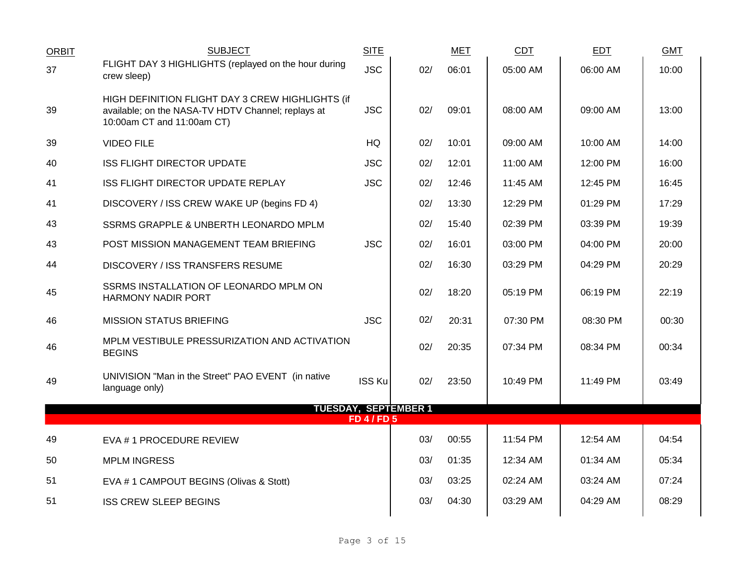| ORBIT | SUBJECT | SITE | MET | | CDT | EDT | GMT |
|---|---|---|---|---|---|---|---|
| 37 | FLIGHT DAY 3 HIGHLIGHTS (replayed on the hour during crew sleep) | JSC | 02/ | 06:01 | 05:00 AM | 06:00 AM | 10:00 |
| 39 | HIGH DEFINITION FLIGHT DAY 3 CREW HIGHLIGHTS (if available; on the NASA-TV HDTV Channel; replays at 10:00am CT and 11:00am CT) | JSC | 02/ | 09:01 | 08:00 AM | 09:00 AM | 13:00 |
| 39 | VIDEO FILE | HQ | 02/ | 10:01 | 09:00 AM | 10:00 AM | 14:00 |
| 40 | ISS FLIGHT DIRECTOR UPDATE | JSC | 02/ | 12:01 | 11:00 AM | 12:00 PM | 16:00 |
| 41 | ISS FLIGHT DIRECTOR UPDATE REPLAY | JSC | 02/ | 12:46 | 11:45 AM | 12:45 PM | 16:45 |
| 41 | DISCOVERY / ISS CREW WAKE UP (begins FD 4) | | 02/ | 13:30 | 12:29 PM | 01:29 PM | 17:29 |
| 43 | SSRMS GRAPPLE & UNBERTH LEONARDO MPLM | | 02/ | 15:40 | 02:39 PM | 03:39 PM | 19:39 |
| 43 | POST MISSION MANAGEMENT TEAM BRIEFING | JSC | 02/ | 16:01 | 03:00 PM | 04:00 PM | 20:00 |
| 44 | DISCOVERY / ISS TRANSFERS RESUME | | 02/ | 16:30 | 03:29 PM | 04:29 PM | 20:29 |
| 45 | SSRMS INSTALLATION OF LEONARDO MPLM ON HARMONY NADIR PORT | | 02/ | 18:20 | 05:19 PM | 06:19 PM | 22:19 |
| 46 | MISSION STATUS BRIEFING | JSC | 02/ | 20:31 | 07:30 PM | 08:30 PM | 00:30 |
| 46 | MPLM VESTIBULE PRESSURIZATION AND ACTIVATION BEGINS | | 02/ | 20:35 | 07:34 PM | 08:34 PM | 00:34 |
| 49 | UNIVISION "Man in the Street" PAO EVENT (in native language only) | ISS Ku | 02/ | 23:50 | 10:49 PM | 11:49 PM | 03:49 |
| | **TUESDAY, SEPTEMBER 1** | | | | | | |
| | **FD 4 / FD 5** | | | | | | |
| 49 | EVA # 1 PROCEDURE REVIEW | | 03/ | 00:55 | 11:54 PM | 12:54 AM | 04:54 |
| 50 | MPLM INGRESS | | 03/ | 01:35 | 12:34 AM | 01:34 AM | 05:34 |
| 51 | EVA # 1 CAMPOUT BEGINS (Olivas & Stott) | | 03/ | 03:25 | 02:24 AM | 03:24 AM | 07:24 |
| 51 | ISS CREW SLEEP BEGINS | | 03/ | 04:30 | 03:29 AM | 04:29 AM | 08:29 |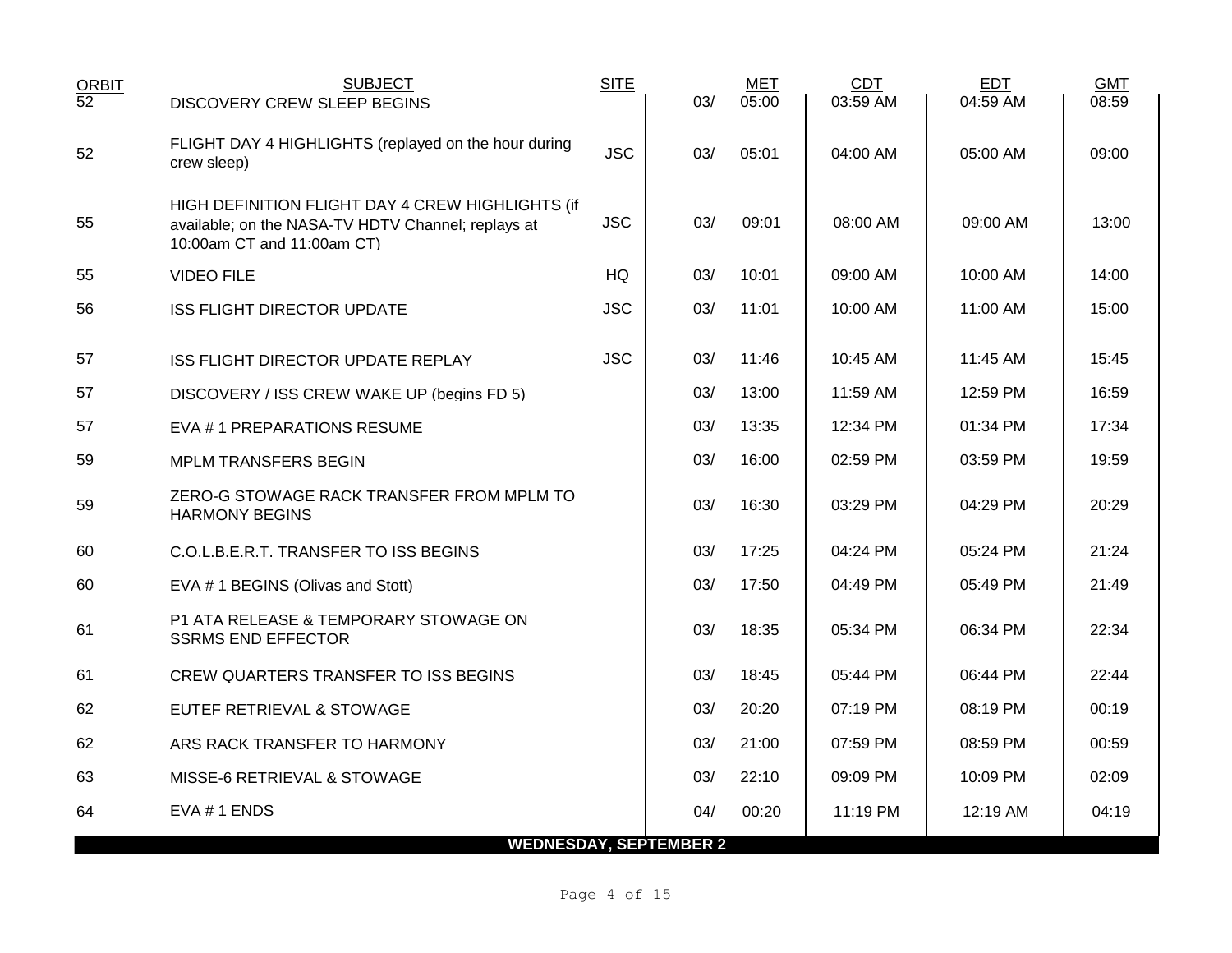| ORBIT | SUBJECT | SITE | | MET | CDT | EDT | GMT |
|---|---|---|---|---|---|---|---|
| 52 | DISCOVERY CREW SLEEP BEGINS | | 03/ | 05:00 | 03:59 AM | 04:59 AM | 08:59 |
| 52 | FLIGHT DAY 4 HIGHLIGHTS (replayed on the hour during crew sleep) | JSC | 03/ | 05:01 | 04:00 AM | 05:00 AM | 09:00 |
| 55 | HIGH DEFINITION FLIGHT DAY 4 CREW HIGHLIGHTS (if available; on the NASA-TV HDTV Channel; replays at 10:00am CT and 11:00am CT) | JSC | 03/ | 09:01 | 08:00 AM | 09:00 AM | 13:00 |
| 55 | VIDEO FILE | HQ | 03/ | 10:01 | 09:00 AM | 10:00 AM | 14:00 |
| 56 | ISS FLIGHT DIRECTOR UPDATE | JSC | 03/ | 11:01 | 10:00 AM | 11:00 AM | 15:00 |
| 57 | ISS FLIGHT DIRECTOR UPDATE REPLAY | JSC | 03/ | 11:46 | 10:45 AM | 11:45 AM | 15:45 |
| 57 | DISCOVERY / ISS CREW WAKE UP (begins FD 5) | | 03/ | 13:00 | 11:59 AM | 12:59 PM | 16:59 |
| 57 | EVA # 1 PREPARATIONS RESUME | | 03/ | 13:35 | 12:34 PM | 01:34 PM | 17:34 |
| 59 | MPLM TRANSFERS BEGIN | | 03/ | 16:00 | 02:59 PM | 03:59 PM | 19:59 |
| 59 | ZERO-G STOWAGE RACK TRANSFER FROM MPLM TO HARMONY BEGINS | | 03/ | 16:30 | 03:29 PM | 04:29 PM | 20:29 |
| 60 | C.O.L.B.E.R.T. TRANSFER TO ISS BEGINS | | 03/ | 17:25 | 04:24 PM | 05:24 PM | 21:24 |
| 60 | EVA # 1 BEGINS (Olivas and Stott) | | 03/ | 17:50 | 04:49 PM | 05:49 PM | 21:49 |
| 61 | P1 ATA RELEASE & TEMPORARY STOWAGE ON SSRMS END EFFECTOR | | 03/ | 18:35 | 05:34 PM | 06:34 PM | 22:34 |
| 61 | CREW QUARTERS TRANSFER TO ISS BEGINS | | 03/ | 18:45 | 05:44 PM | 06:44 PM | 22:44 |
| 62 | EUTEF RETRIEVAL & STOWAGE | | 03/ | 20:20 | 07:19 PM | 08:19 PM | 00:19 |
| 62 | ARS RACK TRANSFER TO HARMONY | | 03/ | 21:00 | 07:59 PM | 08:59 PM | 00:59 |
| 63 | MISSE-6 RETRIEVAL & STOWAGE | | 03/ | 22:10 | 09:09 PM | 10:09 PM | 02:09 |
| 64 | EVA # 1 ENDS | | 04/ | 00:20 | 11:19 PM | 12:19 AM | 04:19 |

**WEDNESDAY, SEPTEMBER 2**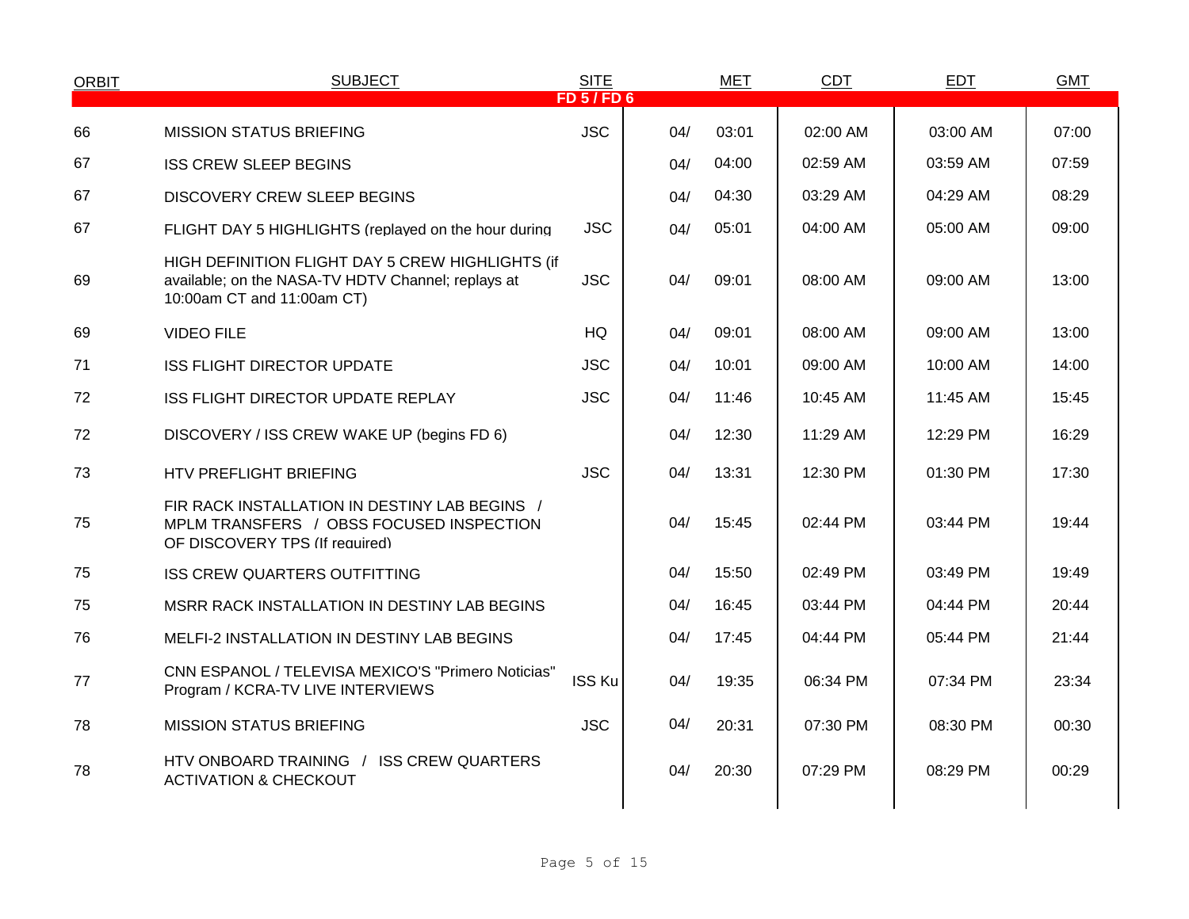| ORBIT | SUBJECT | SITE | MET | | CDT | EDT | GMT |
|---|---|---|---|---|---|---|---|
| | | FD 5 / FD 6 | | | | | |
| 66 | MISSION STATUS BRIEFING | JSC | 04/ | 03:01 | 02:00 AM | 03:00 AM | 07:00 |
| 67 | ISS CREW SLEEP BEGINS | | 04/ | 04:00 | 02:59 AM | 03:59 AM | 07:59 |
| 67 | DISCOVERY CREW SLEEP BEGINS | | 04/ | 04:30 | 03:29 AM | 04:29 AM | 08:29 |
| 67 | FLIGHT DAY 5 HIGHLIGHTS (replayed on the hour during | JSC | 04/ | 05:01 | 04:00 AM | 05:00 AM | 09:00 |
| 69 | HIGH DEFINITION FLIGHT DAY 5 CREW HIGHLIGHTS (if available; on the NASA-TV HDTV Channel; replays at 10:00am CT and 11:00am CT) | JSC | 04/ | 09:01 | 08:00 AM | 09:00 AM | 13:00 |
| 69 | VIDEO FILE | HQ | 04/ | 09:01 | 08:00 AM | 09:00 AM | 13:00 |
| 71 | ISS FLIGHT DIRECTOR UPDATE | JSC | 04/ | 10:01 | 09:00 AM | 10:00 AM | 14:00 |
| 72 | ISS FLIGHT DIRECTOR UPDATE REPLAY | JSC | 04/ | 11:46 | 10:45 AM | 11:45 AM | 15:45 |
| 72 | DISCOVERY / ISS CREW WAKE UP (begins FD 6) | | 04/ | 12:30 | 11:29 AM | 12:29 PM | 16:29 |
| 73 | HTV PREFLIGHT BRIEFING | JSC | 04/ | 13:31 | 12:30 PM | 01:30 PM | 17:30 |
| 75 | FIR RACK INSTALLATION IN DESTINY LAB BEGINS / MPLM TRANSFERS / OBSS FOCUSED INSPECTION OF DISCOVERY TPS (If required) | | 04/ | 15:45 | 02:44 PM | 03:44 PM | 19:44 |
| 75 | ISS CREW QUARTERS OUTFITTING | | 04/ | 15:50 | 02:49 PM | 03:49 PM | 19:49 |
| 75 | MSRR RACK INSTALLATION IN DESTINY LAB BEGINS | | 04/ | 16:45 | 03:44 PM | 04:44 PM | 20:44 |
| 76 | MELFI-2 INSTALLATION IN DESTINY LAB BEGINS | | 04/ | 17:45 | 04:44 PM | 05:44 PM | 21:44 |
| 77 | CNN ESPANOL / TELEVISA MEXICO'S "Primero Noticias" Program / KCRA-TV LIVE INTERVIEWS | ISS Ku | 04/ | 19:35 | 06:34 PM | 07:34 PM | 23:34 |
| 78 | MISSION STATUS BRIEFING | JSC | 04/ | 20:31 | 07:30 PM | 08:30 PM | 00:30 |
| 78 | HTV ONBOARD TRAINING / ISS CREW QUARTERS ACTIVATION & CHECKOUT | | 04/ | 20:30 | 07:29 PM | 08:29 PM | 00:29 |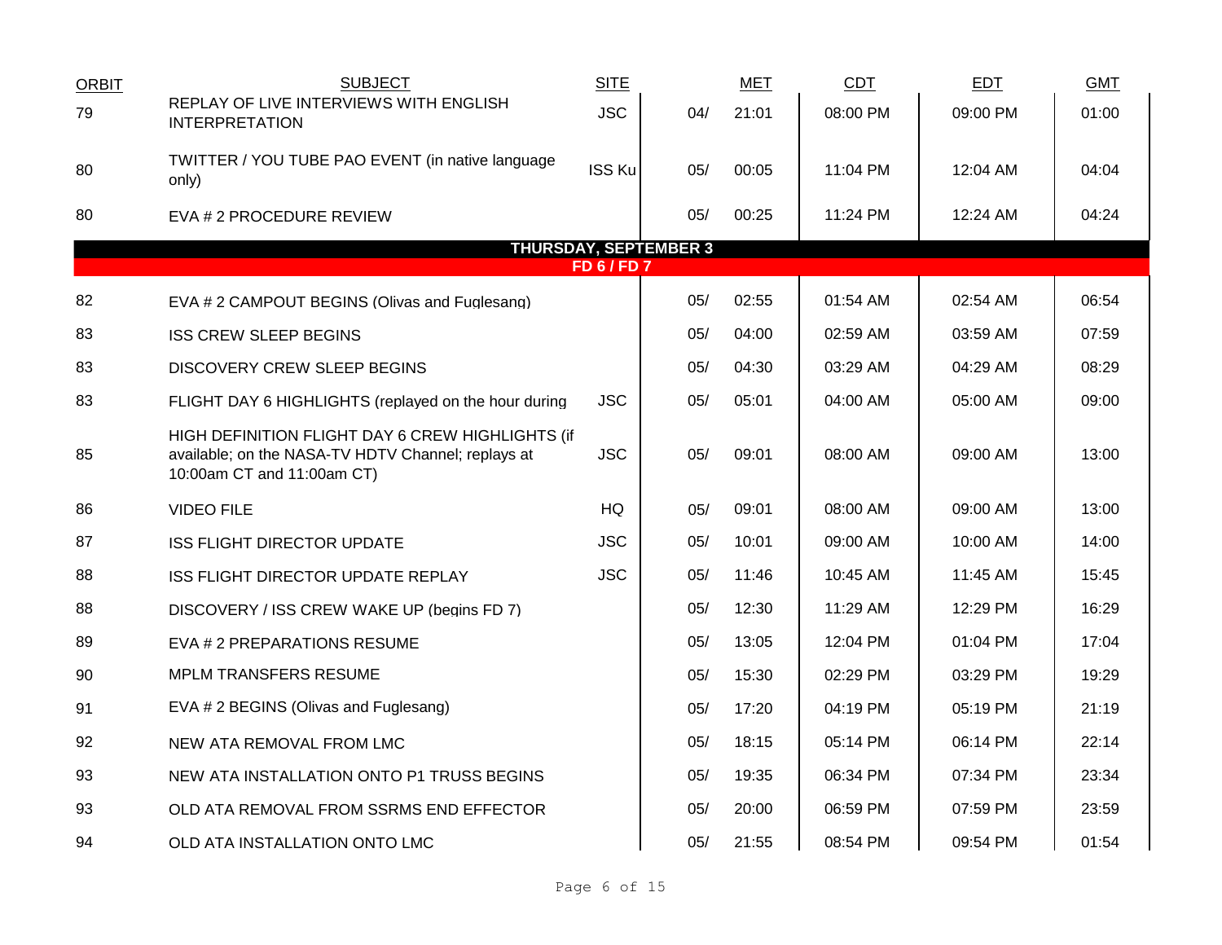| ORBIT | SUBJECT | SITE | MET | | CDT | EDT | GMT |
|---|---|---|---|---|---|---|---|
| 79 | REPLAY OF LIVE INTERVIEWS WITH ENGLISH INTERPRETATION | JSC | 04/ | 21:01 | 08:00 PM | 09:00 PM | 01:00 |
| 80 | TWITTER / YOU TUBE PAO EVENT (in native language only) | ISS Ku | 05/ | 00:05 | 11:04 PM | 12:04 AM | 04:04 |
| 80 | EVA # 2 PROCEDURE REVIEW | | 05/ | 00:25 | 11:24 PM | 12:24 AM | 04:24 |
| | **THURSDAY, SEPTEMBER 3** | | | | | | |
| | **FD 6 / FD 7** | | | | | | |
| 82 | EVA # 2 CAMPOUT BEGINS (Olivas and Fuglesang) | | 05/ | 02:55 | 01:54 AM | 02:54 AM | 06:54 |
| 83 | ISS CREW SLEEP BEGINS | | 05/ | 04:00 | 02:59 AM | 03:59 AM | 07:59 |
| 83 | DISCOVERY CREW SLEEP BEGINS | | 05/ | 04:30 | 03:29 AM | 04:29 AM | 08:29 |
| 83 | FLIGHT DAY 6 HIGHLIGHTS (replayed on the hour during | JSC | 05/ | 05:01 | 04:00 AM | 05:00 AM | 09:00 |
| 85 | HIGH DEFINITION FLIGHT DAY 6 CREW HIGHLIGHTS (if available; on the NASA-TV HDTV Channel; replays at 10:00am CT and 11:00am CT) | JSC | 05/ | 09:01 | 08:00 AM | 09:00 AM | 13:00 |
| 86 | VIDEO FILE | HQ | 05/ | 09:01 | 08:00 AM | 09:00 AM | 13:00 |
| 87 | ISS FLIGHT DIRECTOR UPDATE | JSC | 05/ | 10:01 | 09:00 AM | 10:00 AM | 14:00 |
| 88 | ISS FLIGHT DIRECTOR UPDATE REPLAY | JSC | 05/ | 11:46 | 10:45 AM | 11:45 AM | 15:45 |
| 88 | DISCOVERY / ISS CREW WAKE UP (begins FD 7) | | 05/ | 12:30 | 11:29 AM | 12:29 PM | 16:29 |
| 89 | EVA # 2 PREPARATIONS RESUME | | 05/ | 13:05 | 12:04 PM | 01:04 PM | 17:04 |
| 90 | MPLM TRANSFERS RESUME | | 05/ | 15:30 | 02:29 PM | 03:29 PM | 19:29 |
| 91 | EVA # 2 BEGINS (Olivas and Fuglesang) | | 05/ | 17:20 | 04:19 PM | 05:19 PM | 21:19 |
| 92 | NEW ATA REMOVAL FROM LMC | | 05/ | 18:15 | 05:14 PM | 06:14 PM | 22:14 |
| 93 | NEW ATA INSTALLATION ONTO P1 TRUSS BEGINS | | 05/ | 19:35 | 06:34 PM | 07:34 PM | 23:34 |
| 93 | OLD ATA REMOVAL FROM SSRMS END EFFECTOR | | 05/ | 20:00 | 06:59 PM | 07:59 PM | 23:59 |
| 94 | OLD ATA INSTALLATION ONTO LMC | | 05/ | 21:55 | 08:54 PM | 09:54 PM | 01:54 |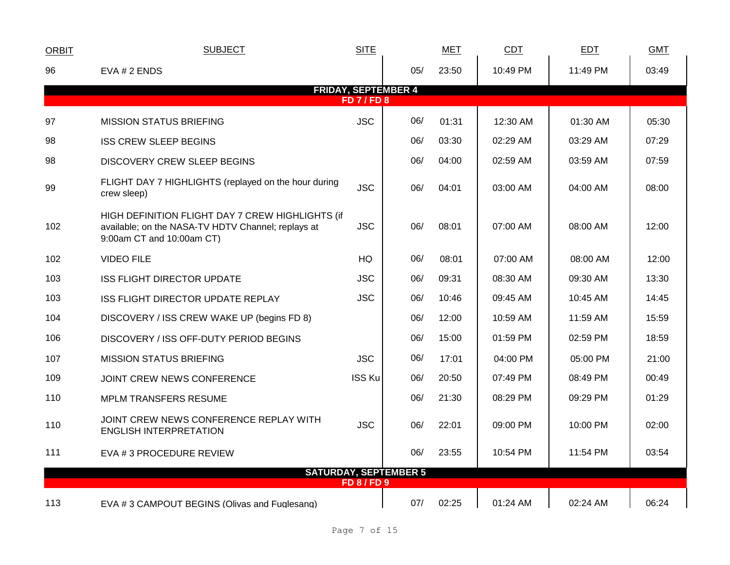| ORBIT | SUBJECT | SITE | | MET | CDT | EDT | GMT |
|---|---|---|---|---|---|---|---|
| 96 | EVA # 2 ENDS | | 05/ | 23:50 | 10:49 PM | 11:49 PM | 03:49 |
| | **FRIDAY, SEPTEMBER 4** | | | | | | |
| | **FD 7 / FD 8** | | | | | | |
| 97 | MISSION STATUS BRIEFING | JSC | 06/ | 01:31 | 12:30 AM | 01:30 AM | 05:30 |
| 98 | ISS CREW SLEEP BEGINS | | 06/ | 03:30 | 02:29 AM | 03:29 AM | 07:29 |
| 98 | DISCOVERY CREW SLEEP BEGINS | | 06/ | 04:00 | 02:59 AM | 03:59 AM | 07:59 |
| 99 | FLIGHT DAY 7 HIGHLIGHTS (replayed on the hour during crew sleep) | JSC | 06/ | 04:01 | 03:00 AM | 04:00 AM | 08:00 |
| 102 | HIGH DEFINITION FLIGHT DAY 7 CREW HIGHLIGHTS (if available; on the NASA-TV HDTV Channel; replays at 9:00am CT and 10:00am CT) | JSC | 06/ | 08:01 | 07:00 AM | 08:00 AM | 12:00 |
| 102 | VIDEO FILE | HQ | 06/ | 08:01 | 07:00 AM | 08:00 AM | 12:00 |
| 103 | ISS FLIGHT DIRECTOR UPDATE | JSC | 06/ | 09:31 | 08:30 AM | 09:30 AM | 13:30 |
| 103 | ISS FLIGHT DIRECTOR UPDATE REPLAY | JSC | 06/ | 10:46 | 09:45 AM | 10:45 AM | 14:45 |
| 104 | DISCOVERY / ISS CREW WAKE UP (begins FD 8) | | 06/ | 12:00 | 10:59 AM | 11:59 AM | 15:59 |
| 106 | DISCOVERY / ISS OFF-DUTY PERIOD BEGINS | | 06/ | 15:00 | 01:59 PM | 02:59 PM | 18:59 |
| 107 | MISSION STATUS BRIEFING | JSC | 06/ | 17:01 | 04:00 PM | 05:00 PM | 21:00 |
| 109 | JOINT CREW NEWS CONFERENCE | ISS Ku | 06/ | 20:50 | 07:49 PM | 08:49 PM | 00:49 |
| 110 | MPLM TRANSFERS RESUME | | 06/ | 21:30 | 08:29 PM | 09:29 PM | 01:29 |
| 110 | JOINT CREW NEWS CONFERENCE REPLAY WITH ENGLISH INTERPRETATION | JSC | 06/ | 22:01 | 09:00 PM | 10:00 PM | 02:00 |
| 111 | EVA # 3 PROCEDURE REVIEW | | 06/ | 23:55 | 10:54 PM | 11:54 PM | 03:54 |
| | **SATURDAY, SEPTEMBER 5** | | | | | | |
| | **FD 8 / FD 9** | | | | | | |
| 113 | EVA # 3 CAMPOUT BEGINS (Olivas and Fuglesang) | | 07/ | 02:25 | 01:24 AM | 02:24 AM | 06:24 |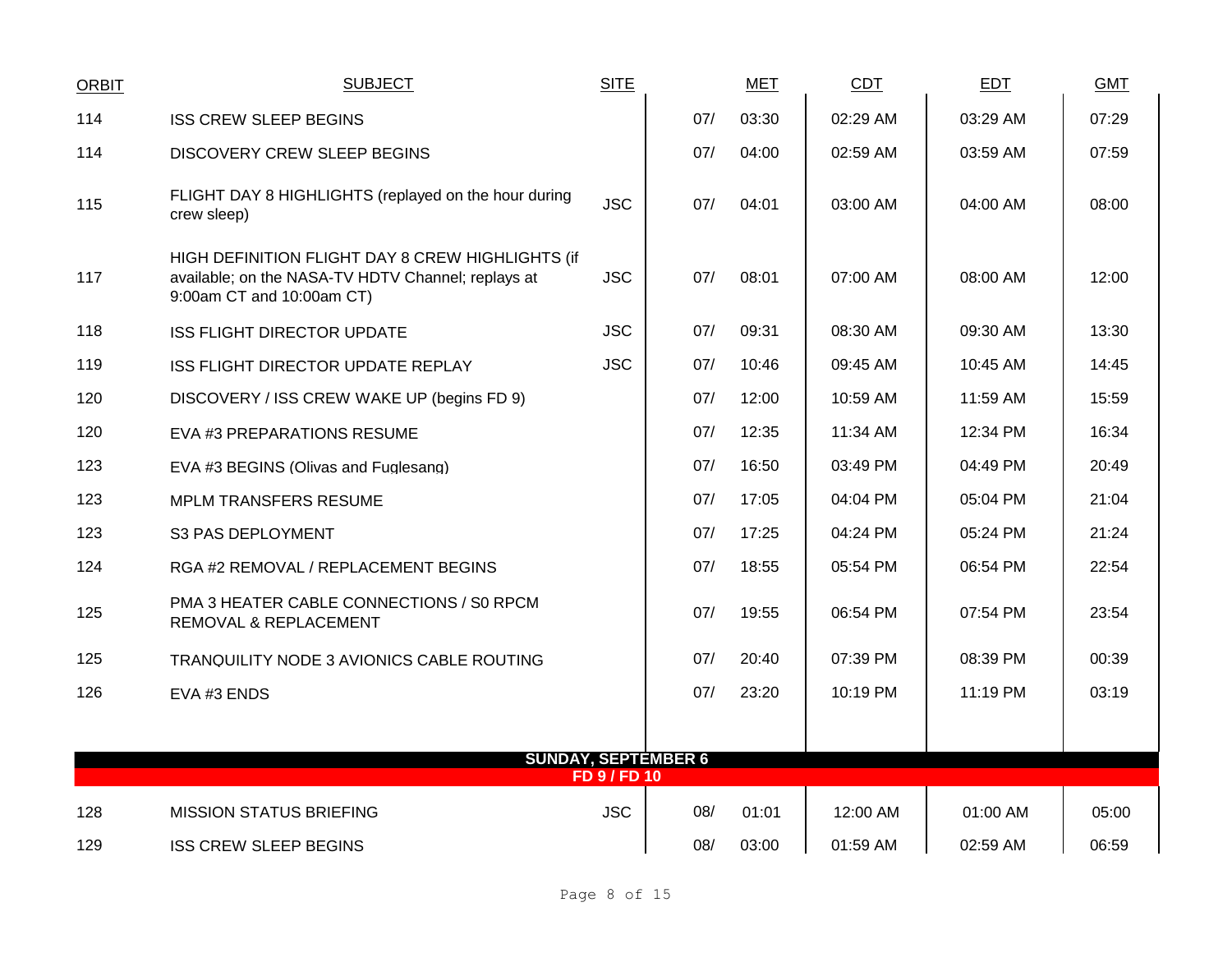| ORBIT | SUBJECT | SITE | MET | | CDT | EDT | GMT |
|---|---|---|---|---|---|---|---|
| 114 | ISS CREW SLEEP BEGINS | | 07/ | 03:30 | 02:29 AM | 03:29 AM | 07:29 |
| 114 | DISCOVERY CREW SLEEP BEGINS | | 07/ | 04:00 | 02:59 AM | 03:59 AM | 07:59 |
| 115 | FLIGHT DAY 8 HIGHLIGHTS (replayed on the hour during crew sleep) | JSC | 07/ | 04:01 | 03:00 AM | 04:00 AM | 08:00 |
| 117 | HIGH DEFINITION FLIGHT DAY 8 CREW HIGHLIGHTS (if available; on the NASA-TV HDTV Channel; replays at 9:00am CT and 10:00am CT) | JSC | 07/ | 08:01 | 07:00 AM | 08:00 AM | 12:00 |
| 118 | ISS FLIGHT DIRECTOR UPDATE | JSC | 07/ | 09:31 | 08:30 AM | 09:30 AM | 13:30 |
| 119 | ISS FLIGHT DIRECTOR UPDATE REPLAY | JSC | 07/ | 10:46 | 09:45 AM | 10:45 AM | 14:45 |
| 120 | DISCOVERY / ISS CREW WAKE UP (begins FD 9) | | 07/ | 12:00 | 10:59 AM | 11:59 AM | 15:59 |
| 120 | EVA #3 PREPARATIONS RESUME | | 07/ | 12:35 | 11:34 AM | 12:34 PM | 16:34 |
| 123 | EVA #3 BEGINS (Olivas and Fuglesang) | | 07/ | 16:50 | 03:49 PM | 04:49 PM | 20:49 |
| 123 | MPLM TRANSFERS RESUME | | 07/ | 17:05 | 04:04 PM | 05:04 PM | 21:04 |
| 123 | S3 PAS DEPLOYMENT | | 07/ | 17:25 | 04:24 PM | 05:24 PM | 21:24 |
| 124 | RGA #2 REMOVAL / REPLACEMENT BEGINS | | 07/ | 18:55 | 05:54 PM | 06:54 PM | 22:54 |
| 125 | PMA 3 HEATER CABLE CONNECTIONS / S0 RPCM REMOVAL & REPLACEMENT | | 07/ | 19:55 | 06:54 PM | 07:54 PM | 23:54 |
| 125 | TRANQUILITY NODE 3 AVIONICS CABLE ROUTING | | 07/ | 20:40 | 07:39 PM | 08:39 PM | 00:39 |
| 126 | EVA #3 ENDS | | 07/ | 23:20 | 10:19 PM | 11:19 PM | 03:19 |
| | **SUNDAY, SEPTEMBER 6** | | | | | | |
| | **FD 9 / FD 10** | | | | | | |
| 128 | MISSION STATUS BRIEFING | JSC | 08/ | 01:01 | 12:00 AM | 01:00 AM | 05:00 |
| 129 | ISS CREW SLEEP BEGINS | | 08/ | 03:00 | 01:59 AM | 02:59 AM | 06:59 |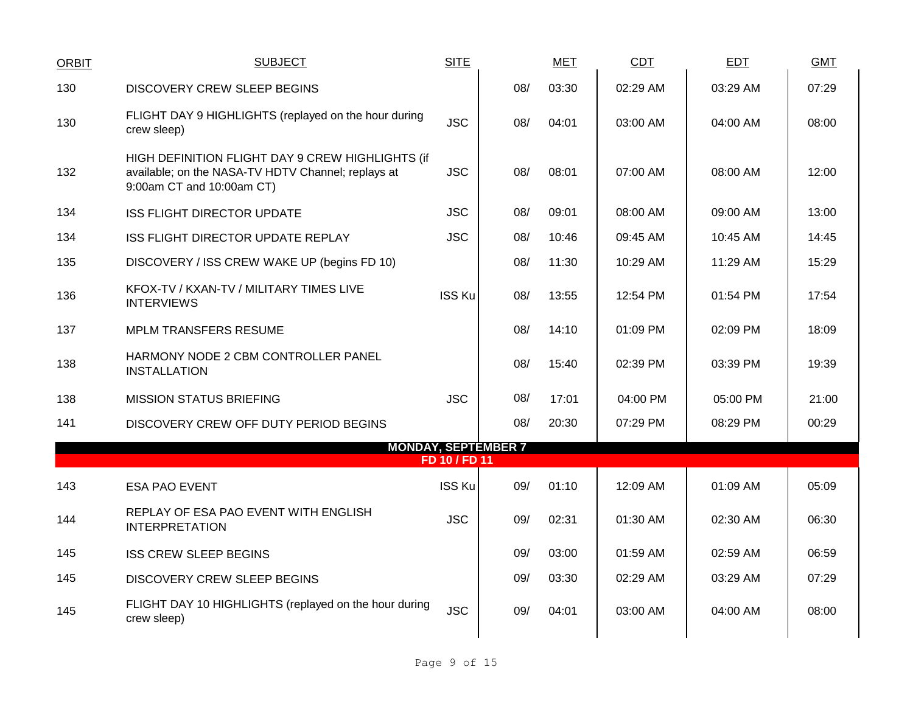| ORBIT | SUBJECT | SITE | MET | | CDT | EDT | GMT |
|---|---|---|---|---|---|---|---|
| 130 | DISCOVERY CREW SLEEP BEGINS | | 08/ | 03:30 | 02:29 AM | 03:29 AM | 07:29 |
| 130 | FLIGHT DAY 9 HIGHLIGHTS (replayed on the hour during crew sleep) | JSC | 08/ | 04:01 | 03:00 AM | 04:00 AM | 08:00 |
| 132 | HIGH DEFINITION FLIGHT DAY 9 CREW HIGHLIGHTS (if available; on the NASA-TV HDTV Channel; replays at 9:00am CT and 10:00am CT) | JSC | 08/ | 08:01 | 07:00 AM | 08:00 AM | 12:00 |
| 134 | ISS FLIGHT DIRECTOR UPDATE | JSC | 08/ | 09:01 | 08:00 AM | 09:00 AM | 13:00 |
| 134 | ISS FLIGHT DIRECTOR UPDATE REPLAY | JSC | 08/ | 10:46 | 09:45 AM | 10:45 AM | 14:45 |
| 135 | DISCOVERY / ISS CREW WAKE UP (begins FD 10) | | 08/ | 11:30 | 10:29 AM | 11:29 AM | 15:29 |
| 136 | KFOX-TV / KXAN-TV / MILITARY TIMES LIVE INTERVIEWS | ISS Ku | 08/ | 13:55 | 12:54 PM | 01:54 PM | 17:54 |
| 137 | MPLM TRANSFERS RESUME | | 08/ | 14:10 | 01:09 PM | 02:09 PM | 18:09 |
| 138 | HARMONY NODE 2 CBM CONTROLLER PANEL INSTALLATION | | 08/ | 15:40 | 02:39 PM | 03:39 PM | 19:39 |
| 138 | MISSION STATUS BRIEFING | JSC | 08/ | 17:01 | 04:00 PM | 05:00 PM | 21:00 |
| 141 | DISCOVERY CREW OFF DUTY PERIOD BEGINS | | 08/ | 20:30 | 07:29 PM | 08:29 PM | 00:29 |
| | **MONDAY, SEPTEMBER 7** | | | | | | |
| | **FD 10 / FD 11** | | | | | | |
| 143 | ESA PAO EVENT | ISS Ku | 09/ | 01:10 | 12:09 AM | 01:09 AM | 05:09 |
| 144 | REPLAY OF ESA PAO EVENT WITH ENGLISH INTERPRETATION | JSC | 09/ | 02:31 | 01:30 AM | 02:30 AM | 06:30 |
| 145 | ISS CREW SLEEP BEGINS | | 09/ | 03:00 | 01:59 AM | 02:59 AM | 06:59 |
| 145 | DISCOVERY CREW SLEEP BEGINS | | 09/ | 03:30 | 02:29 AM | 03:29 AM | 07:29 |
| 145 | FLIGHT DAY 10 HIGHLIGHTS (replayed on the hour during crew sleep) | JSC | 09/ | 04:01 | 03:00 AM | 04:00 AM | 08:00 |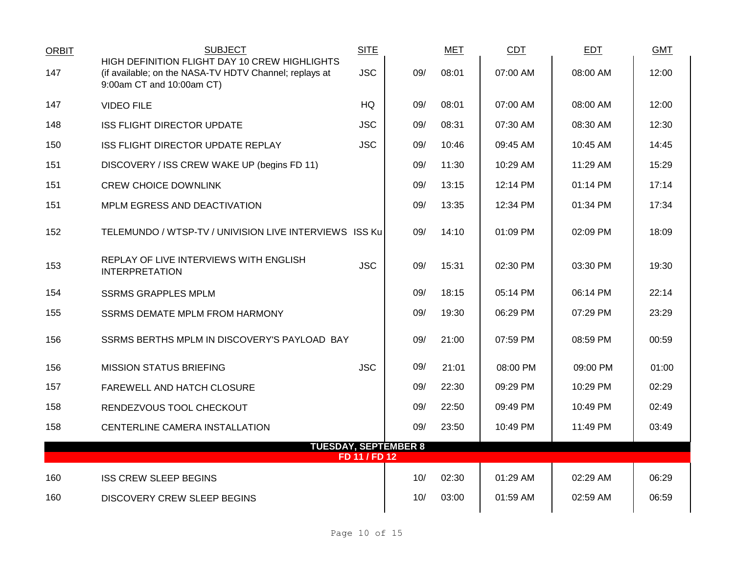| ORBIT | SUBJECT | SITE | | MET | CDT | EDT | GMT |
|---|---|---|---|---|---|---|---|
| 147 | HIGH DEFINITION FLIGHT DAY 10 CREW HIGHLIGHTS (if available; on the NASA-TV HDTV Channel; replays at 9:00am CT and 10:00am CT) | JSC | 09/ | 08:01 | 07:00 AM | 08:00 AM | 12:00 |
| 147 | VIDEO FILE | HQ | 09/ | 08:01 | 07:00 AM | 08:00 AM | 12:00 |
| 148 | ISS FLIGHT DIRECTOR UPDATE | JSC | 09/ | 08:31 | 07:30 AM | 08:30 AM | 12:30 |
| 150 | ISS FLIGHT DIRECTOR UPDATE REPLAY | JSC | 09/ | 10:46 | 09:45 AM | 10:45 AM | 14:45 |
| 151 | DISCOVERY / ISS CREW WAKE UP (begins FD 11) | | 09/ | 11:30 | 10:29 AM | 11:29 AM | 15:29 |
| 151 | CREW CHOICE DOWNLINK | | 09/ | 13:15 | 12:14 PM | 01:14 PM | 17:14 |
| 151 | MPLM EGRESS AND DEACTIVATION | | 09/ | 13:35 | 12:34 PM | 01:34 PM | 17:34 |
| 152 | TELEMUNDO / WTSP-TV / UNIVISION LIVE INTERVIEWS | ISS Ku | 09/ | 14:10 | 01:09 PM | 02:09 PM | 18:09 |
| 153 | REPLAY OF LIVE INTERVIEWS WITH ENGLISH INTERPRETATION | JSC | 09/ | 15:31 | 02:30 PM | 03:30 PM | 19:30 |
| 154 | SSRMS GRAPPLES MPLM | | 09/ | 18:15 | 05:14 PM | 06:14 PM | 22:14 |
| 155 | SSRMS DEMATE MPLM FROM HARMONY | | 09/ | 19:30 | 06:29 PM | 07:29 PM | 23:29 |
| 156 | SSRMS BERTHS MPLM IN DISCOVERY'S PAYLOAD BAY | | 09/ | 21:00 | 07:59 PM | 08:59 PM | 00:59 |
| 156 | MISSION STATUS BRIEFING | JSC | 09/ | 21:01 | 08:00 PM | 09:00 PM | 01:00 |
| 157 | FAREWELL AND HATCH CLOSURE | | 09/ | 22:30 | 09:29 PM | 10:29 PM | 02:29 |
| 158 | RENDEZVOUS TOOL CHECKOUT | | 09/ | 22:50 | 09:49 PM | 10:49 PM | 02:49 |
| 158 | CENTERLINE CAMERA INSTALLATION | | 09/ | 23:50 | 10:49 PM | 11:49 PM | 03:49 |
| | **TUESDAY, SEPTEMBER 8** | | | | | | |
| | **FD 11 / FD 12** | | | | | | |
| 160 | ISS CREW SLEEP BEGINS | | 10/ | 02:30 | 01:29 AM | 02:29 AM | 06:29 |
| 160 | DISCOVERY CREW SLEEP BEGINS | | 10/ | 03:00 | 01:59 AM | 02:59 AM | 06:59 |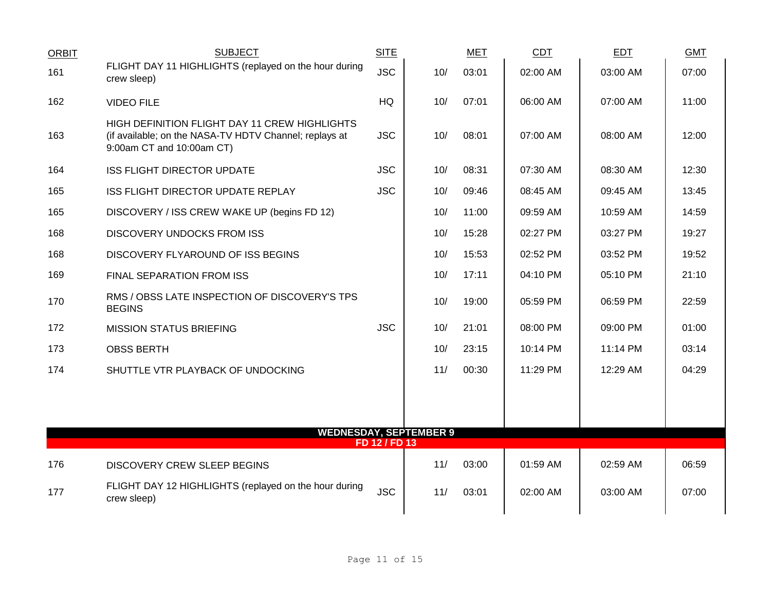| ORBIT | SUBJECT | SITE | MET | | CDT | EDT | GMT |
|---|---|---|---|---|---|---|---|
| 161 | FLIGHT DAY 11 HIGHLIGHTS (replayed on the hour during crew sleep) | JSC | 10/ | 03:01 | 02:00 AM | 03:00 AM | 07:00 |
| 162 | VIDEO FILE | HQ | 10/ | 07:01 | 06:00 AM | 07:00 AM | 11:00 |
| 163 | HIGH DEFINITION FLIGHT DAY 11 CREW HIGHLIGHTS (if available; on the NASA-TV HDTV Channel; replays at 9:00am CT and 10:00am CT) | JSC | 10/ | 08:01 | 07:00 AM | 08:00 AM | 12:00 |
| 164 | ISS FLIGHT DIRECTOR UPDATE | JSC | 10/ | 08:31 | 07:30 AM | 08:30 AM | 12:30 |
| 165 | ISS FLIGHT DIRECTOR UPDATE REPLAY | JSC | 10/ | 09:46 | 08:45 AM | 09:45 AM | 13:45 |
| 165 | DISCOVERY / ISS CREW WAKE UP (begins FD 12) | | 10/ | 11:00 | 09:59 AM | 10:59 AM | 14:59 |
| 168 | DISCOVERY UNDOCKS FROM ISS | | 10/ | 15:28 | 02:27 PM | 03:27 PM | 19:27 |
| 168 | DISCOVERY FLYAROUND OF ISS BEGINS | | 10/ | 15:53 | 02:52 PM | 03:52 PM | 19:52 |
| 169 | FINAL SEPARATION FROM ISS | | 10/ | 17:11 | 04:10 PM | 05:10 PM | 21:10 |
| 170 | RMS / OBSS LATE INSPECTION OF DISCOVERY'S TPS BEGINS | | 10/ | 19:00 | 05:59 PM | 06:59 PM | 22:59 |
| 172 | MISSION STATUS BRIEFING | JSC | 10/ | 21:01 | 08:00 PM | 09:00 PM | 01:00 |
| 173 | OBSS BERTH | | 10/ | 23:15 | 10:14 PM | 11:14 PM | 03:14 |
| 174 | SHUTTLE VTR PLAYBACK OF UNDOCKING | | 11/ | 00:30 | 11:29 PM | 12:29 AM | 04:29 |
| | **WEDNESDAY, SEPTEMBER 9** | | | | | | |
| | **FD 12 / FD 13** | | | | | | |
| 176 | DISCOVERY CREW SLEEP BEGINS | | 11/ | 03:00 | 01:59 AM | 02:59 AM | 06:59 |
| 177 | FLIGHT DAY 12 HIGHLIGHTS (replayed on the hour during crew sleep) | JSC | 11/ | 03:01 | 02:00 AM | 03:00 AM | 07:00 |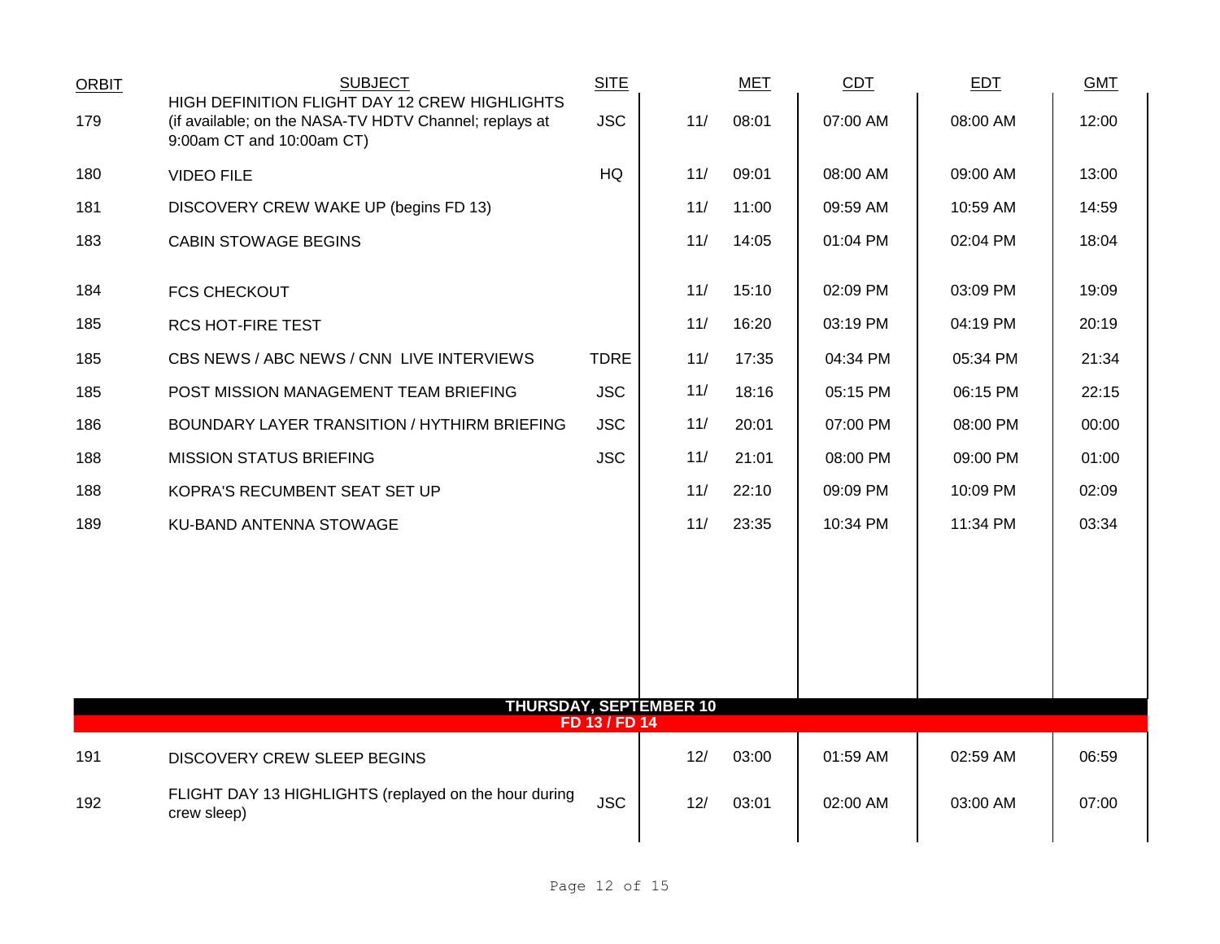| ORBIT | SUBJECT | SITE | MET | | CDT | EDT | GMT |
|---|---|---|---|---|---|---|---|
| 179 | HIGH DEFINITION FLIGHT DAY 12 CREW HIGHLIGHTS (if available; on the NASA-TV HDTV Channel; replays at 9:00am CT and 10:00am CT) | JSC | 11/ | 08:01 | 07:00 AM | 08:00 AM | 12:00 |
| 180 | VIDEO FILE | HQ | 11/ | 09:01 | 08:00 AM | 09:00 AM | 13:00 |
| 181 | DISCOVERY CREW WAKE UP (begins FD 13) | | 11/ | 11:00 | 09:59 AM | 10:59 AM | 14:59 |
| 183 | CABIN STOWAGE BEGINS | | 11/ | 14:05 | 01:04 PM | 02:04 PM | 18:04 |
| 184 | FCS CHECKOUT | | 11/ | 15:10 | 02:09 PM | 03:09 PM | 19:09 |
| 185 | RCS HOT-FIRE TEST | | 11/ | 16:20 | 03:19 PM | 04:19 PM | 20:19 |
| 185 | CBS NEWS / ABC NEWS / CNN LIVE INTERVIEWS | TDRE | 11/ | 17:35 | 04:34 PM | 05:34 PM | 21:34 |
| 185 | POST MISSION MANAGEMENT TEAM BRIEFING | JSC | 11/ | 18:16 | 05:15 PM | 06:15 PM | 22:15 |
| 186 | BOUNDARY LAYER TRANSITION / HYTHIRM BRIEFING | JSC | 11/ | 20:01 | 07:00 PM | 08:00 PM | 00:00 |
| 188 | MISSION STATUS BRIEFING | JSC | 11/ | 21:01 | 08:00 PM | 09:00 PM | 01:00 |
| 188 | KOPRA'S RECUMBENT SEAT SET UP | | 11/ | 22:10 | 09:09 PM | 10:09 PM | 02:09 |
| 189 | KU-BAND ANTENNA STOWAGE | | 11/ | 23:35 | 10:34 PM | 11:34 PM | 03:34 |
| | **THURSDAY, SEPTEMBER 10** | | | | | | |
| | **FD 13 / FD 14** | | | | | | |
| 191 | DISCOVERY CREW SLEEP BEGINS | | 12/ | 03:00 | 01:59 AM | 02:59 AM | 06:59 |
| 192 | FLIGHT DAY 13 HIGHLIGHTS (replayed on the hour during crew sleep) | JSC | 12/ | 03:01 | 02:00 AM | 03:00 AM | 07:00 |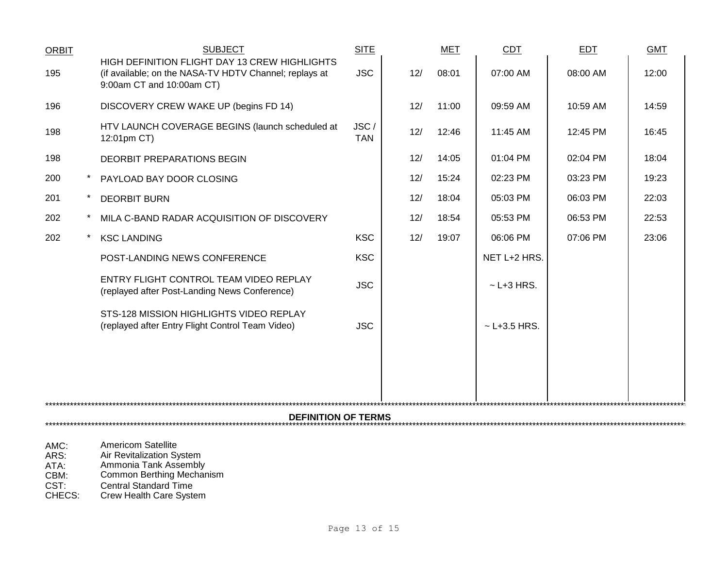| ORBIT | | SUBJECT | SITE | MET | | CDT | EDT | GMT |
|---|---|---|---|---|---|---|---|---|
| 195 | | HIGH DEFINITION FLIGHT DAY 13 CREW HIGHLIGHTS (if available; on the NASA-TV HDTV Channel; replays at 9:00am CT and 10:00am CT) | JSC | 12/ | 08:01 | 07:00 AM | 08:00 AM | 12:00 |
| 196 | | DISCOVERY CREW WAKE UP (begins FD 14) | | 12/ | 11:00 | 09:59 AM | 10:59 AM | 14:59 |
| 198 | | HTV LAUNCH COVERAGE BEGINS (launch scheduled at 12:01pm CT) | JSC / TAN | 12/ | 12:46 | 11:45 AM | 12:45 PM | 16:45 |
| 198 | | DEORBIT PREPARATIONS BEGIN | | 12/ | 14:05 | 01:04 PM | 02:04 PM | 18:04 |
| 200 | * | PAYLOAD BAY DOOR CLOSING | | 12/ | 15:24 | 02:23 PM | 03:23 PM | 19:23 |
| 201 | * | DEORBIT BURN | | 12/ | 18:04 | 05:03 PM | 06:03 PM | 22:03 |
| 202 | * | MILA C-BAND RADAR ACQUISITION OF DISCOVERY | | 12/ | 18:54 | 05:53 PM | 06:53 PM | 22:53 |
| 202 | * | KSC LANDING | KSC | 12/ | 19:07 | 06:06 PM | 07:06 PM | 23:06 |
| | | POST-LANDING NEWS CONFERENCE | KSC | | | NET L+2 HRS. | | |
| | | ENTRY FLIGHT CONTROL TEAM VIDEO REPLAY (replayed after Post-Landing News Conference) | JSC | | | ~ L+3 HRS. | | |
| | | STS-128 MISSION HIGHLIGHTS VIDEO REPLAY (replayed after Entry Flight Control Team Video) | JSC | | | ~ L+3.5 HRS. | | |

## DEFINITION OF TERMS

AMC: Americom Satellite
ARS: Air Revitalization System
ATA: Ammonia Tank Assembly
CBM: Common Berthing Mechanism
CST: Central Standard Time
CHECS: Crew Health Care System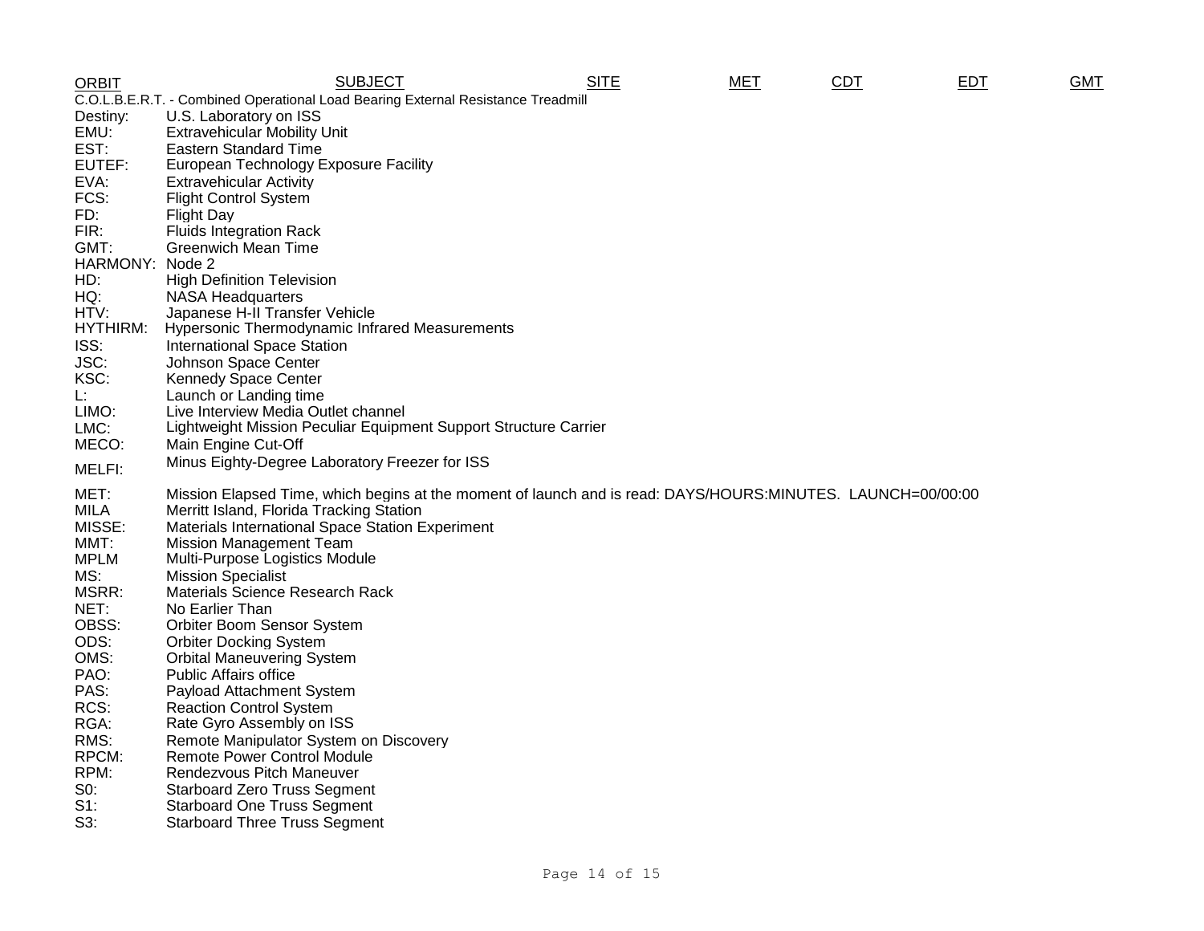| ORBIT | SUBJECT | SITE | MET | CDT | EDT | GMT |
|---|---|---|---|---|---|---|

C.O.L.B.E.R.T. - Combined Operational Load Bearing External Resistance Treadmill

Destiny: U.S. Laboratory on ISS
EMU: Extravehicular Mobility Unit
EST: Eastern Standard Time
EUTEF: European Technology Exposure Facility
EVA: Extravehicular Activity
FCS: Flight Control System
FD: Flight Day
FIR: Fluids Integration Rack
GMT: Greenwich Mean Time
HARMONY: Node 2
HD: High Definition Television
HQ: NASA Headquarters
HTV: Japanese H-II Transfer Vehicle
HYTHIRM: Hypersonic Thermodynamic Infrared Measurements
ISS: International Space Station
JSC: Johnson Space Center
KSC: Kennedy Space Center
L: Launch or Landing time
LIMO: Live Interview Media Outlet channel
LMC: Lightweight Mission Peculiar Equipment Support Structure Carrier
MECO: Main Engine Cut-Off
MELFI: Minus Eighty-Degree Laboratory Freezer for ISS
MET: Mission Elapsed Time, which begins at the moment of launch and is read: DAYS/HOURS:MINUTES. LAUNCH=00/00:00
MILA Merritt Island, Florida Tracking Station
MISSE: Materials International Space Station Experiment
MMT: Mission Management Team
MPLM Multi-Purpose Logistics Module
MS: Mission Specialist
MSRR: Materials Science Research Rack
NET: No Earlier Than
OBSS: Orbiter Boom Sensor System
ODS: Orbiter Docking System
OMS: Orbital Maneuvering System
PAO: Public Affairs office
PAS: Payload Attachment System
RCS: Reaction Control System
RGA: Rate Gyro Assembly on ISS
RMS: Remote Manipulator System on Discovery
RPCM: Remote Power Control Module
RPM: Rendezvous Pitch Maneuver
S0: Starboard Zero Truss Segment
S1: Starboard One Truss Segment
S3: Starboard Three Truss Segment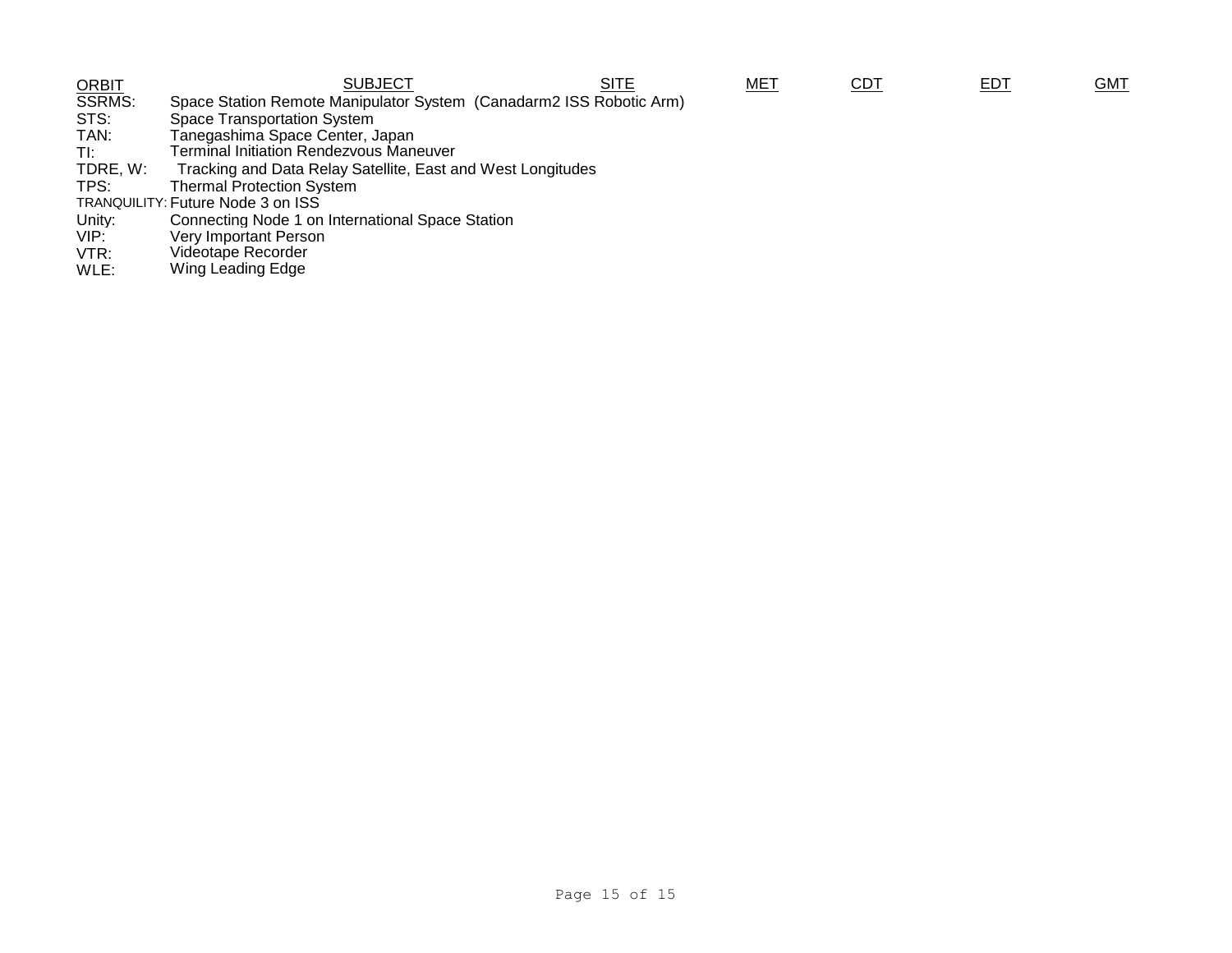| ORBIT | SUBJECT | SITE | MET | CDT | EDT | GMT |
|---|---|---|---|---|---|---|

SSRMS: Space Station Remote Manipulator System (Canadarm2 ISS Robotic Arm)
STS: Space Transportation System
TAN: Tanegashima Space Center, Japan
TI: Terminal Initiation Rendezvous Maneuver
TDRE, W: Tracking and Data Relay Satellite, East and West Longitudes
TPS: Thermal Protection System
TRANQUILITY: Future Node 3 on ISS
Unity: Connecting Node 1 on International Space Station
VIP: Very Important Person
VTR: Videotape Recorder
WLE: Wing Leading Edge